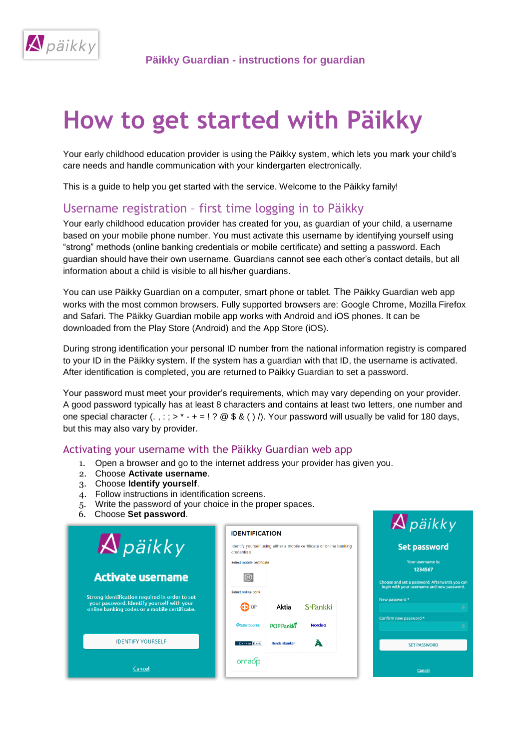# Päikky Guardian - instructions for guardian

# How to get started with Päikky

Your early childhood education provider is using the Päikky system, which lets you mark your child's care needs and handle communication with your kindergarten electronically.

This is a guide to help you get started with the service. Welcome to the Päikky family!

## Username registration – first time logging in to Päikky

Your early childhood education provider has created for you, as guardian of your child, a username based on your mobile phone number. You must activate this username by identifying yourself using "strong" methods (online banking credentials or mobile certificate) and setting a password. Each guardian should have their own username. Guardians cannot see each other's contact details, but all information about a child is visible to all his/her guardians.

You can use Päikky Guardian on a computer, smart phone or tablet. The Päikky Guardian web app works with the most common browsers. Fully supported browsers are: Google Chrome, Mozilla Firefox and Safari. The Päikky Guardian mobile app works with Android and iOS phones. It can be downloaded from the Play Store (Android) and the App Store (iOS).

During strong identification your personal ID number from the national information registry is compared to your ID in the Päikky system. If the system has a guardian with that ID, the username is activated. After identification is completed, you are returned to Päikky Guardian to set a password.

Your password must meet your provider's requirements, which may vary depending on your provider. A good password typically has at least 8 characters and contains at least two letters, one number and one special character (. , : ; > * - + = ! ? @ $ & ( ) /). Your password will usually be valid for 180 days, but this may also vary by provider.

## Activating your username with the Päikky Guardian web app

1. Open a browser and go to the internet address your provider has given you.
2. Choose **Activate username**.
3. Choose **Identify yourself**.
4. Follow instructions in identification screens.
5. Write the password of your choice in the proper spaces.
6. Choose **Set password**.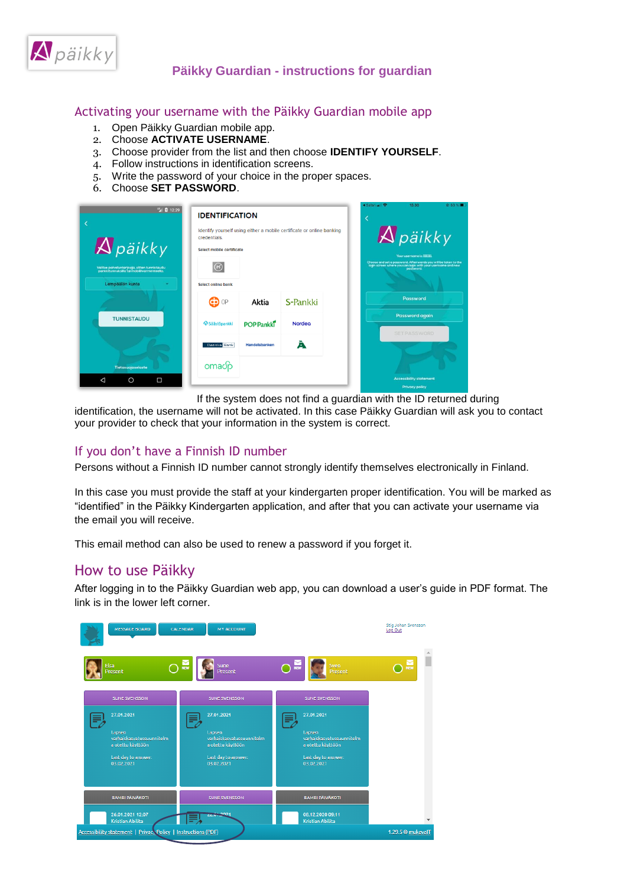# Päikky Guardian - instructions for guardian

## Activating your username with the Päikky Guardian mobile app

1. Open Päikky Guardian mobile app.
2. Choose **ACTIVATE USERNAME**.
3. Choose provider from the list and then choose **IDENTIFY YOURSELF**.
4. Follow instructions in identification screens.
5. Write the password of your choice in the proper spaces.
6. Choose **SET PASSWORD**.

If the system does not find a guardian with the ID returned during identification, the username will not be activated. In this case Päikky Guardian will ask you to contact your provider to check that your information in the system is correct.

## If you don't have a Finnish ID number

Persons without a Finnish ID number cannot strongly identify themselves electronically in Finland.

In this case you must provide the staff at your kindergarten proper identification. You will be marked as "identified" in the Päikky Kindergarten application, and after that you can activate your username via the email you will receive.

This email method can also be used to renew a password if you forget it.

## How to use Päikky

After logging in to the Päikky Guardian web app, you can download a user's guide in PDF format. The link is in the lower left corner.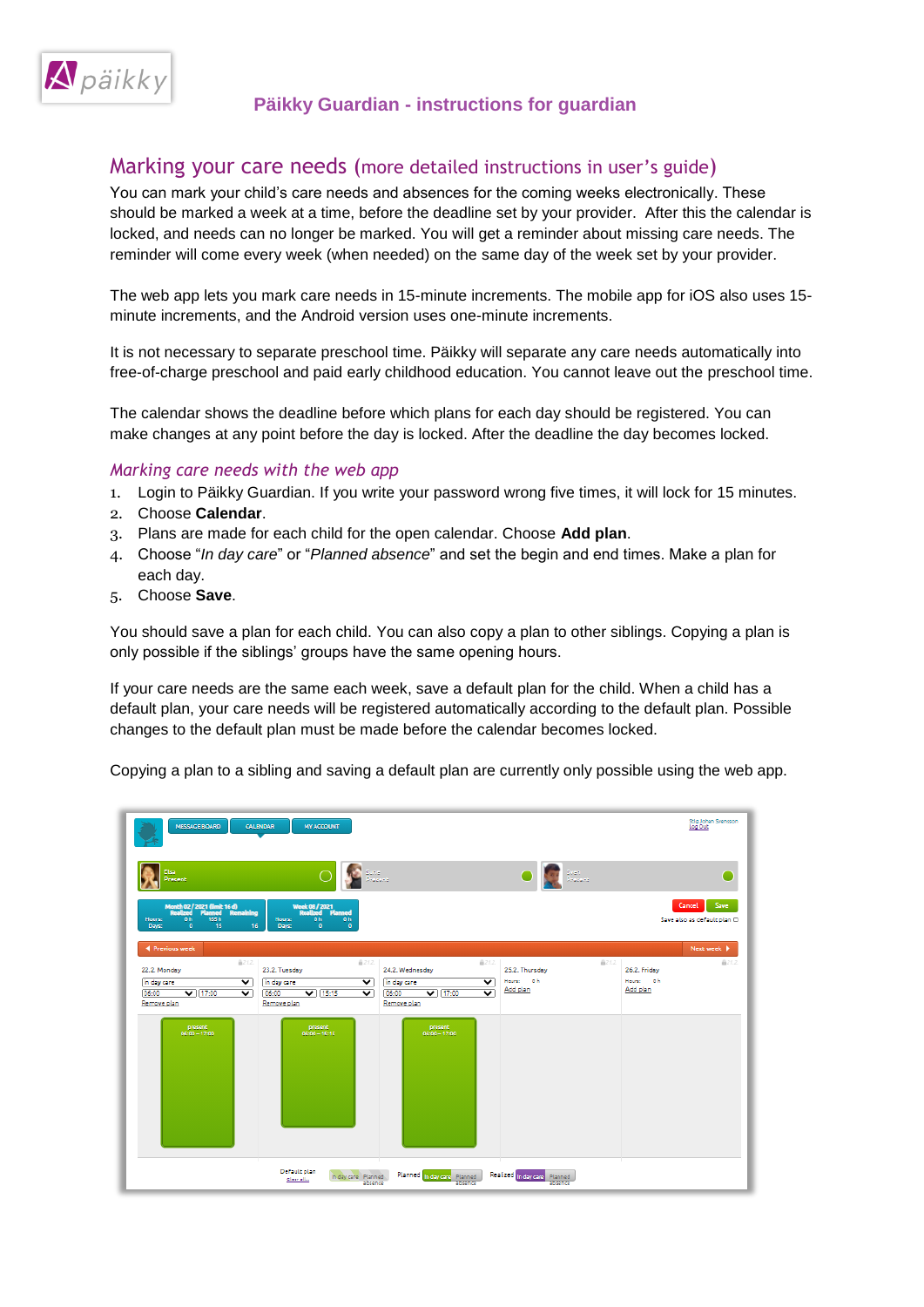Päikky Guardian - instructions for guardian

## Marking your care needs (more detailed instructions in user's guide)

You can mark your child's care needs and absences for the coming weeks electronically. These should be marked a week at a time, before the deadline set by your provider. After this the calendar is locked, and needs can no longer be marked. You will get a reminder about missing care needs. The reminder will come every week (when needed) on the same day of the week set by your provider.

The web app lets you mark care needs in 15-minute increments. The mobile app for iOS also uses 15-minute increments, and the Android version uses one-minute increments.

It is not necessary to separate preschool time. Päikky will separate any care needs automatically into free-of-charge preschool and paid early childhood education. You cannot leave out the preschool time.

The calendar shows the deadline before which plans for each day should be registered. You can make changes at any point before the day is locked. After the deadline the day becomes locked.

### *Marking care needs with the web app*

1. Login to Päikky Guardian. If you write your password wrong five times, it will lock for 15 minutes.
2. Choose **Calendar**.
3. Plans are made for each child for the open calendar. Choose **Add plan**.
4. Choose "*In day care*" or "*Planned absence*" and set the begin and end times. Make a plan for each day.
5. Choose **Save**.

You should save a plan for each child. You can also copy a plan to other siblings. Copying a plan is only possible if the siblings' groups have the same opening hours.

If your care needs are the same each week, save a default plan for the child. When a child has a default plan, your care needs will be registered automatically according to the default plan. Possible changes to the default plan must be made before the calendar becomes locked.

Copying a plan to a sibling and saving a default plan are currently only possible using the web app.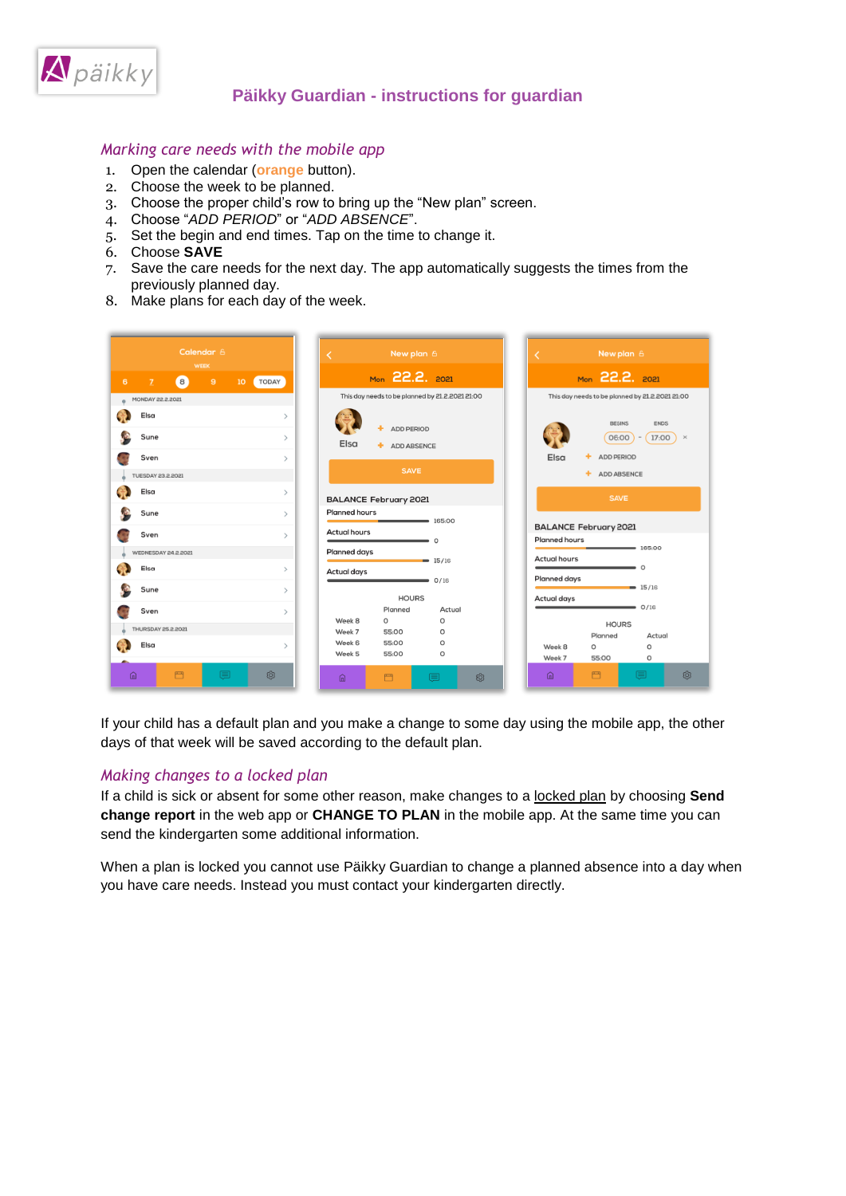## Päikky Guardian - instructions for guardian

### *Marking care needs with the mobile app*

1. Open the calendar (orange button).
2. Choose the week to be planned.
3. Choose the proper child's row to bring up the "New plan" screen.
4. Choose "*ADD PERIOD*" or "*ADD ABSENCE*".
5. Set the begin and end times. Tap on the time to change it.
6. Choose **SAVE**
7. Save the care needs for the next day. The app automatically suggests the times from the previously planned day.
8. Make plans for each day of the week.

If your child has a default plan and you make a change to some day using the mobile app, the other days of that week will be saved according to the default plan.

### *Making changes to a locked plan*

If a child is sick or absent for some other reason, make changes to a locked plan by choosing **Send change report** in the web app or **CHANGE TO PLAN** in the mobile app. At the same time you can send the kindergarten some additional information.

When a plan is locked you cannot use Päikky Guardian to change a planned absence into a day when you have care needs. Instead you must contact your kindergarten directly.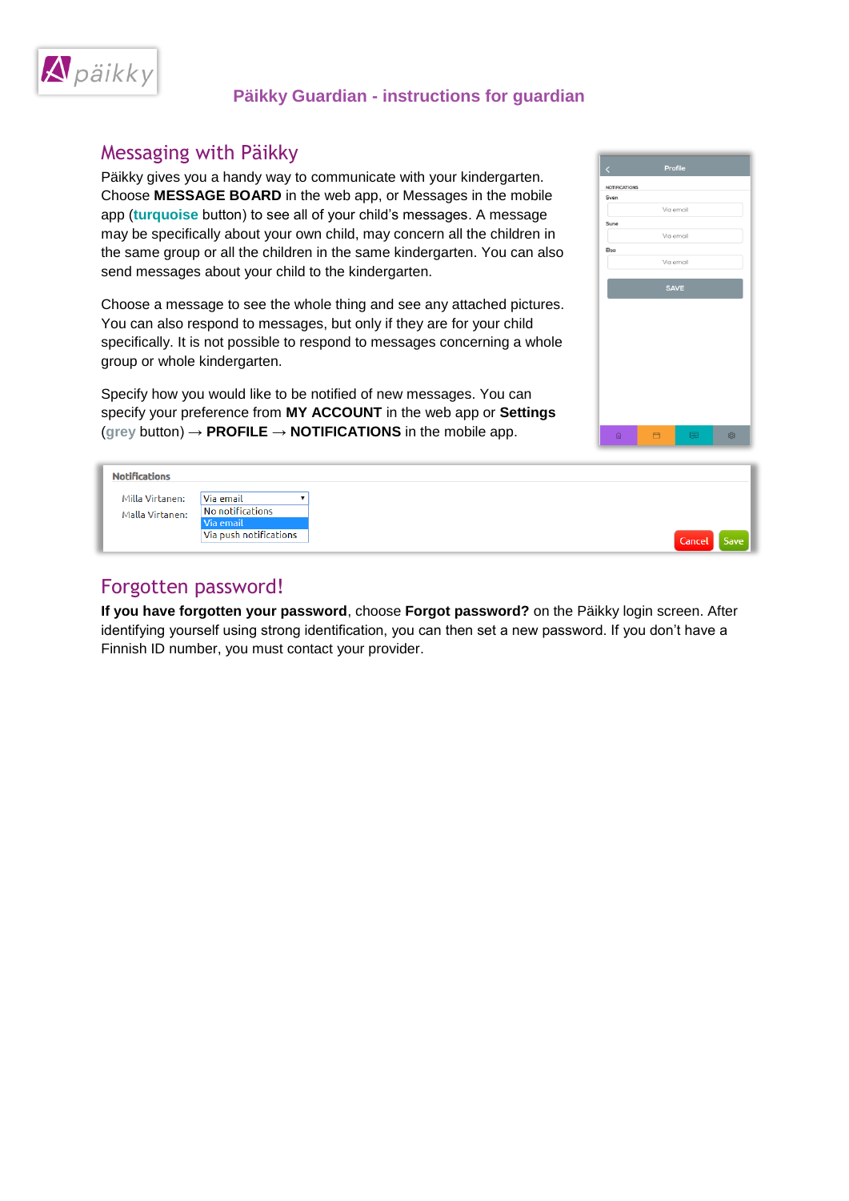Päikky Guardian - instructions for guardian

## Messaging with Päikky

Päikky gives you a handy way to communicate with your kindergarten. Choose **MESSAGE BOARD** in the web app, or Messages in the mobile app (**turquoise** button) to see all of your child's messages. A message may be specifically about your own child, may concern all the children in the same group or all the children in the same kindergarten. You can also send messages about your child to the kindergarten.

Choose a message to see the whole thing and see any attached pictures. You can also respond to messages, but only if they are for your child specifically. It is not possible to respond to messages concerning a whole group or whole kindergarten.

Specify how you would like to be notified of new messages. You can specify your preference from **MY ACCOUNT** in the web app or **Settings** (**grey** button) → **PROFILE** → **NOTIFICATIONS** in the mobile app.

## Forgotten password!

**If you have forgotten your password**, choose **Forgot password?** on the Päikky login screen. After identifying yourself using strong identification, you can then set a new password. If you don't have a Finnish ID number, you must contact your provider.